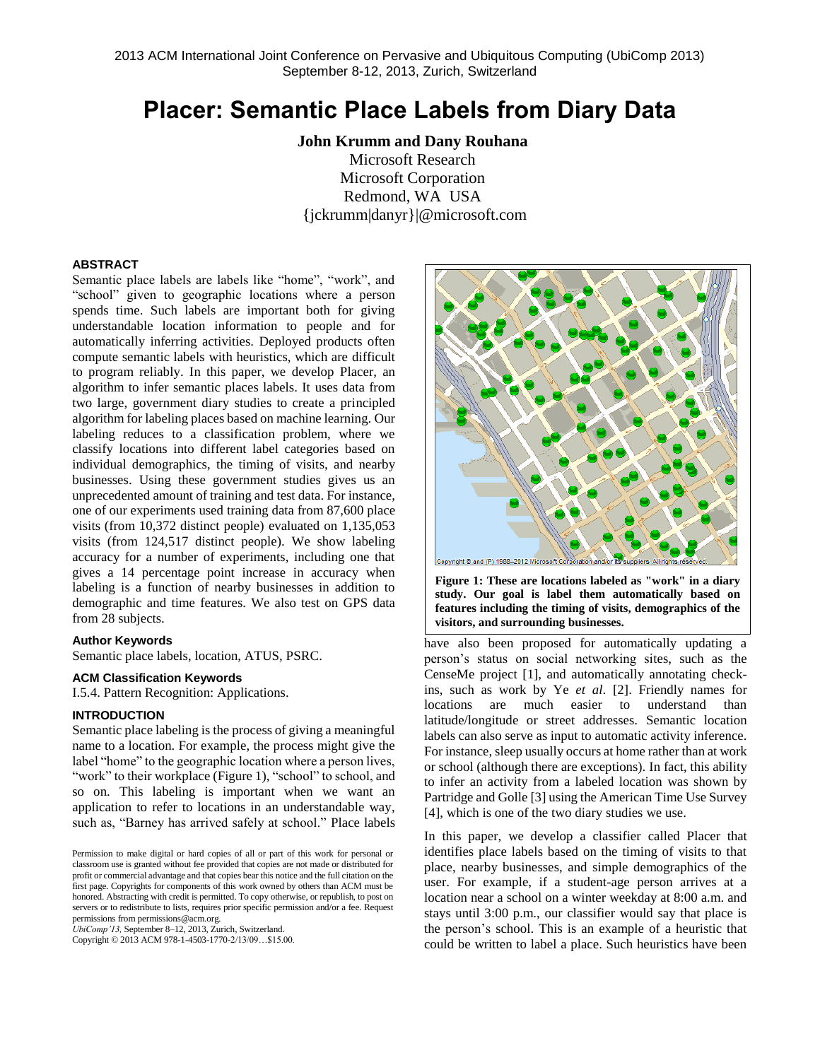2013 ACM International Joint Conference on Pervasive and Ubiquitous Computing (UbiComp 2013)
September 8-12, 2013, Zurich, Switzerland

# Placer: Semantic Place Labels from Diary Data

**John Krumm and Dany Rouhana**

Microsoft Research
Microsoft Corporation
Redmond, WA USA
{jckrumm|danyr}|@microsoft.com

### ABSTRACT

Semantic place labels are labels like "home", "work", and "school" given to geographic locations where a person spends time. Such labels are important both for giving understandable location information to people and for automatically inferring activities. Deployed products often compute semantic labels with heuristics, which are difficult to program reliably. In this paper, we develop Placer, an algorithm to infer semantic places labels. It uses data from two large, government diary studies to create a principled algorithm for labeling places based on machine learning. Our labeling reduces to a classification problem, where we classify locations into different label categories based on individual demographics, the timing of visits, and nearby businesses. Using these government studies gives us an unprecedented amount of training and test data. For instance, one of our experiments used training data from 87,600 place visits (from 10,372 distinct people) evaluated on 1,135,053 visits (from 124,517 distinct people). We show labeling accuracy for a number of experiments, including one that gives a 14 percentage point increase in accuracy when labeling is a function of nearby businesses in addition to demographic and time features. We also test on GPS data from 28 subjects.

### Author Keywords

Semantic place labels, location, ATUS, PSRC.

### ACM Classification Keywords

I.5.4. Pattern Recognition: Applications.

### INTRODUCTION

Semantic place labeling is the process of giving a meaningful name to a location. For example, the process might give the label "home" to the geographic location where a person lives, "work" to their workplace (Figure 1), "school" to school, and so on. This labeling is important when we want an application to refer to locations in an understandable way, such as, "Barney has arrived safely at school." Place labels have also been proposed for automatically updating a person's status on social networking sites, such as the CenseMe project [1], and automatically annotating check-ins, such as work by Ye *et al*. [2]. Friendly names for locations are much easier to understand than latitude/longitude or street addresses. Semantic location labels can also serve as input to automatic activity inference. For instance, sleep usually occurs at home rather than at work or school (although there are exceptions). In fact, this ability to infer an activity from a labeled location was shown by Partridge and Golle [3] using the American Time Use Survey [4], which is one of the two diary studies we use.

Copyright © and (P) 1988–2012 Microsoft Corporation and/or its suppliers. All rights reserved.

**Figure 1: These are locations labeled as "work" in a diary study. Our goal is label them automatically based on features including the timing of visits, demographics of the visitors, and surrounding businesses.**

In this paper, we develop a classifier called Placer that identifies place labels based on the timing of visits to that place, nearby businesses, and simple demographics of the user. For example, if a student-age person arrives at a location near a school on a winter weekday at 8:00 a.m. and stays until 3:00 p.m., our classifier would say that place is the person's school. This is an example of a heuristic that could be written to label a place. Such heuristics have been

Permission to make digital or hard copies of all or part of this work for personal or classroom use is granted without fee provided that copies are not made or distributed for profit or commercial advantage and that copies bear this notice and the full citation on the first page. Copyrights for components of this work owned by others than ACM must be honored. Abstracting with credit is permitted. To copy otherwise, or republish, to post on servers or to redistribute to lists, requires prior specific permission and/or a fee. Request permissions from permissions@acm.org.
*UbiComp'13*, September 8–12, 2013, Zurich, Switzerland.
Copyright © 2013 ACM 978-1-4503-1770-2/13/09…$15.00.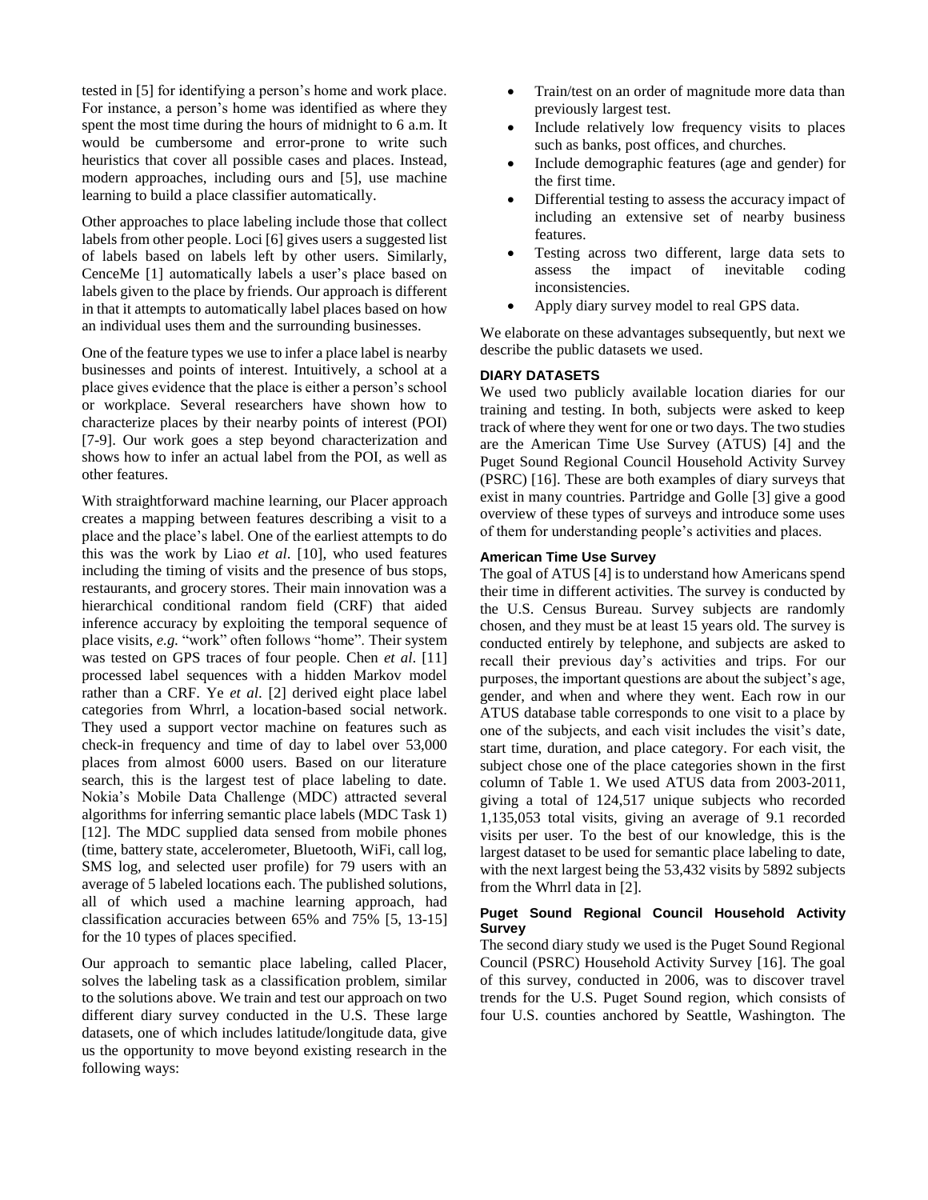tested in [5] for identifying a person's home and work place. For instance, a person's home was identified as where they spent the most time during the hours of midnight to 6 a.m. It would be cumbersome and error-prone to write such heuristics that cover all possible cases and places. Instead, modern approaches, including ours and [5], use machine learning to build a place classifier automatically.

Other approaches to place labeling include those that collect labels from other people. Loci [6] gives users a suggested list of labels based on labels left by other users. Similarly, CenceMe [1] automatically labels a user's place based on labels given to the place by friends. Our approach is different in that it attempts to automatically label places based on how an individual uses them and the surrounding businesses.

One of the feature types we use to infer a place label is nearby businesses and points of interest. Intuitively, a school at a place gives evidence that the place is either a person's school or workplace. Several researchers have shown how to characterize places by their nearby points of interest (POI) [7-9]. Our work goes a step beyond characterization and shows how to infer an actual label from the POI, as well as other features.

With straightforward machine learning, our Placer approach creates a mapping between features describing a visit to a place and the place's label. One of the earliest attempts to do this was the work by Liao *et al*. [10], who used features including the timing of visits and the presence of bus stops, restaurants, and grocery stores. Their main innovation was a hierarchical conditional random field (CRF) that aided inference accuracy by exploiting the temporal sequence of place visits, *e.g.* "work" often follows "home". Their system was tested on GPS traces of four people. Chen *et al*. [11] processed label sequences with a hidden Markov model rather than a CRF. Ye *et al*. [2] derived eight place label categories from Whrrl, a location-based social network. They used a support vector machine on features such as check-in frequency and time of day to label over 53,000 places from almost 6000 users. Based on our literature search, this is the largest test of place labeling to date. Nokia's Mobile Data Challenge (MDC) attracted several algorithms for inferring semantic place labels (MDC Task 1) [12]. The MDC supplied data sensed from mobile phones (time, battery state, accelerometer, Bluetooth, WiFi, call log, SMS log, and selected user profile) for 79 users with an average of 5 labeled locations each. The published solutions, all of which used a machine learning approach, had classification accuracies between 65% and 75% [5, 13-15] for the 10 types of places specified.

Our approach to semantic place labeling, called Placer, solves the labeling task as a classification problem, similar to the solutions above. We train and test our approach on two different diary survey conducted in the U.S. These large datasets, one of which includes latitude/longitude data, give us the opportunity to move beyond existing research in the following ways:

- Train/test on an order of magnitude more data than previously largest test.
- Include relatively low frequency visits to places such as banks, post offices, and churches.
- Include demographic features (age and gender) for the first time.
- Differential testing to assess the accuracy impact of including an extensive set of nearby business features.
- Testing across two different, large data sets to assess the impact of inevitable coding inconsistencies.
- Apply diary survey model to real GPS data.

We elaborate on these advantages subsequently, but next we describe the public datasets we used.

## DIARY DATASETS

We used two publicly available location diaries for our training and testing. In both, subjects were asked to keep track of where they went for one or two days. The two studies are the American Time Use Survey (ATUS) [4] and the Puget Sound Regional Council Household Activity Survey (PSRC) [16]. These are both examples of diary surveys that exist in many countries. Partridge and Golle [3] give a good overview of these types of surveys and introduce some uses of them for understanding people's activities and places.

### American Time Use Survey

The goal of ATUS [4] is to understand how Americans spend their time in different activities. The survey is conducted by the U.S. Census Bureau. Survey subjects are randomly chosen, and they must be at least 15 years old. The survey is conducted entirely by telephone, and subjects are asked to recall their previous day's activities and trips. For our purposes, the important questions are about the subject's age, gender, and when and where they went. Each row in our ATUS database table corresponds to one visit to a place by one of the subjects, and each visit includes the visit's date, start time, duration, and place category. For each visit, the subject chose one of the place categories shown in the first column of Table 1. We used ATUS data from 2003-2011, giving a total of 124,517 unique subjects who recorded 1,135,053 total visits, giving an average of 9.1 recorded visits per user. To the best of our knowledge, this is the largest dataset to be used for semantic place labeling to date, with the next largest being the 53,432 visits by 5892 subjects from the Whrrl data in [2].

### Puget Sound Regional Council Household Activity Survey

The second diary study we used is the Puget Sound Regional Council (PSRC) Household Activity Survey [16]. The goal of this survey, conducted in 2006, was to discover travel trends for the U.S. Puget Sound region, which consists of four U.S. counties anchored by Seattle, Washington. The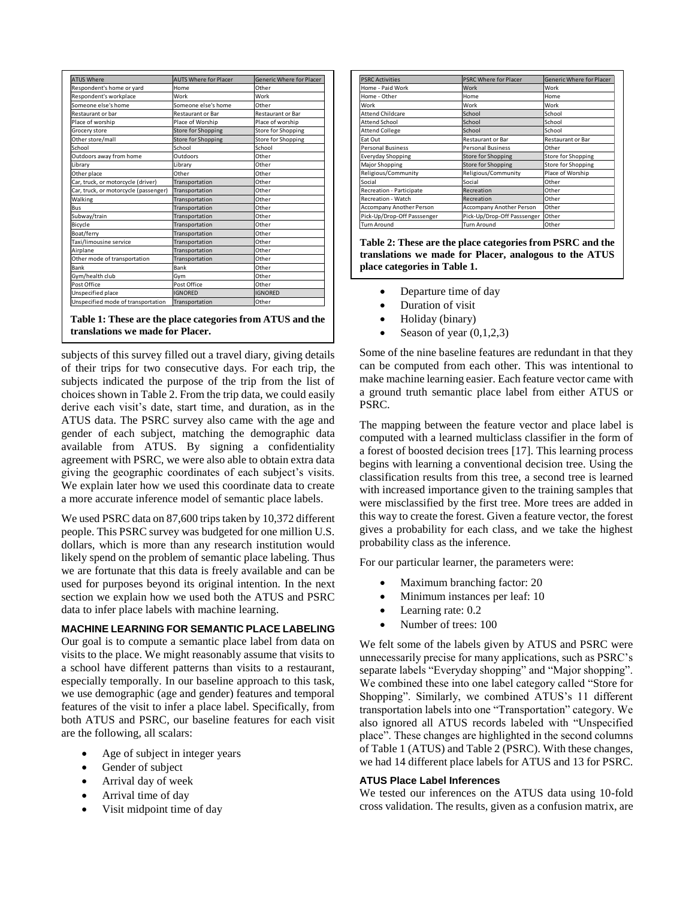| ATUS Where | AUTS Where for Placer | Generic Where for Placer |
| --- | --- | --- |
| Respondent's home or yard | Home | Other |
| Respondent's workplace | Work | Work |
| Someone else's home | Someone else's home | Other |
| Restaurant or bar | Restaurant or Bar | Restaurant or Bar |
| Place of worship | Place of Worship | Place of worship |
| Grocery store | Store for Shopping | Store for Shopping |
| Other store/mall | Store for Shopping | Store for Shopping |
| School | School | School |
| Outdoors away from home | Outdoors | Other |
| Library | Library | Other |
| Other place | Other | Other |
| Car, truck, or motorcycle (driver) | Transportation | Other |
| Car, truck, or motorcycle (passenger) | Transportation | Other |
| Walking | Transportation | Other |
| Bus | Transportation | Other |
| Subway/train | Transportation | Other |
| Bicycle | Transportation | Other |
| Boat/ferry | Transportation | Other |
| Taxi/limousine service | Transportation | Other |
| Airplane | Transportation | Other |
| Other mode of transportation | Transportation | Other |
| Bank | Bank | Other |
| Gym/health club | Gym | Other |
| Post Office | Post Office | Other |
| Unspecified place | IGNORED | IGNORED |
| Unspecified mode of transportation | Transportation | Other |

**Table 1: These are the place categories from ATUS and the translations we made for Placer.**

subjects of this survey filled out a travel diary, giving details of their trips for two consecutive days. For each trip, the subjects indicated the purpose of the trip from the list of choices shown in Table 2. From the trip data, we could easily derive each visit's date, start time, and duration, as in the ATUS data. The PSRC survey also came with the age and gender of each subject, matching the demographic data available from ATUS. By signing a confidentiality agreement with PSRC, we were also able to obtain extra data giving the geographic coordinates of each subject's visits. We explain later how we used this coordinate data to create a more accurate inference model of semantic place labels.

We used PSRC data on 87,600 trips taken by 10,372 different people. This PSRC survey was budgeted for one million U.S. dollars, which is more than any research institution would likely spend on the problem of semantic place labeling. Thus we are fortunate that this data is freely available and can be used for purposes beyond its original intention. In the next section we explain how we used both the ATUS and PSRC data to infer place labels with machine learning.

## MACHINE LEARNING FOR SEMANTIC PLACE LABELING

Our goal is to compute a semantic place label from data on visits to the place. We might reasonably assume that visits to a school have different patterns than visits to a restaurant, especially temporally. In our baseline approach to this task, we use demographic (age and gender) features and temporal features of the visit to infer a place label. Specifically, from both ATUS and PSRC, our baseline features for each visit are the following, all scalars:

- Age of subject in integer years
- Gender of subject
- Arrival day of week
- Arrival time of day
- Visit midpoint time of day
- Departure time of day
- Duration of visit
- Holiday (binary)
- Season of year (0,1,2,3)

| PSRC Activities | PSRC Where for Placer | Generic Where for Placer |
| --- | --- | --- |
| Home - Paid Work | Work | Work |
| Home - Other | Home | Home |
| Work | Work | Work |
| Attend Childcare | School | School |
| Attend School | School | School |
| Attend College | School | School |
| Eat Out | Restaurant or Bar | Restaurant or Bar |
| Personal Business | Personal Business | Other |
| Everyday Shopping | Store for Shopping | Store for Shopping |
| Major Shopping | Store for Shopping | Store for Shopping |
| Religious/Community | Religious/Community | Place of Worship |
| Social | Social | Other |
| Recreation - Participate | Recreation | Other |
| Recreation - Watch | Recreation | Other |
| Accompany Another Person | Accompany Another Person | Other |
| Pick-Up/Drop-Off Passsenger | Pick-Up/Drop-Off Passsenger | Other |
| Turn Around | Turn Around | Other |

**Table 2: These are the place categories from PSRC and the translations we made for Placer, analogous to the ATUS place categories in Table 1.**

Some of the nine baseline features are redundant in that they can be computed from each other. This was intentional to make machine learning easier. Each feature vector came with a ground truth semantic place label from either ATUS or PSRC.

The mapping between the feature vector and place label is computed with a learned multiclass classifier in the form of a forest of boosted decision trees [17]. This learning process begins with learning a conventional decision tree. Using the classification results from this tree, a second tree is learned with increased importance given to the training samples that were misclassified by the first tree. More trees are added in this way to create the forest. Given a feature vector, the forest gives a probability for each class, and we take the highest probability class as the inference.

For our particular learner, the parameters were:

- Maximum branching factor: 20
- Minimum instances per leaf: 10
- Learning rate: 0.2
- Number of trees: 100

We felt some of the labels given by ATUS and PSRC were unnecessarily precise for many applications, such as PSRC's separate labels "Everyday shopping" and "Major shopping". We combined these into one label category called "Store for Shopping". Similarly, we combined ATUS's 11 different transportation labels into one "Transportation" category. We also ignored all ATUS records labeled with "Unspecified place". These changes are highlighted in the second columns of Table 1 (ATUS) and Table 2 (PSRC). With these changes, we had 14 different place labels for ATUS and 13 for PSRC.

### ATUS Place Label Inferences

We tested our inferences on the ATUS data using 10-fold cross validation. The results, given as a confusion matrix, are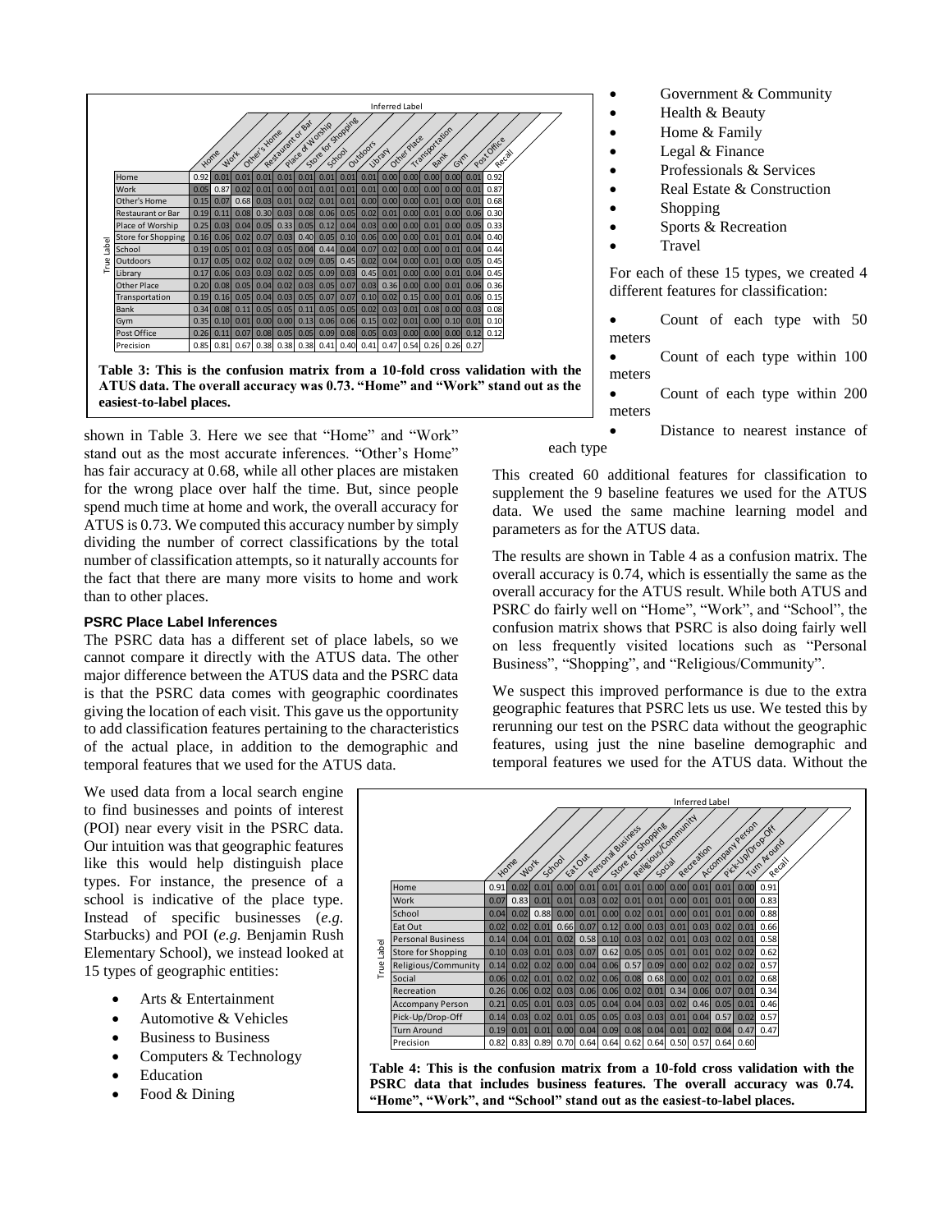| True Label | Home | Work | Other's Home | Restaurant or Bar | Place of Worship | Store for Shopping | School | Outdoors | Library | Other Place | Transportation | Bank | Gym | Post Office | Recall |
|---|---|---|---|---|---|---|---|---|---|---|---|---|---|---|---|
| Home | 0.92 | 0.01 | 0.01 | 0.01 | 0.01 | 0.01 | 0.01 | 0.01 | 0.01 | 0.00 | 0.00 | 0.00 | 0.00 | 0.01 | 0.92 |
| Work | 0.05 | 0.87 | 0.02 | 0.01 | 0.00 | 0.01 | 0.01 | 0.01 | 0.01 | 0.00 | 0.00 | 0.00 | 0.00 | 0.01 | 0.87 |
| Other's Home | 0.15 | 0.07 | 0.68 | 0.03 | 0.01 | 0.02 | 0.01 | 0.01 | 0.00 | 0.00 | 0.00 | 0.01 | 0.00 | 0.01 | 0.68 |
| Restaurant or Bar | 0.19 | 0.11 | 0.08 | 0.30 | 0.03 | 0.08 | 0.06 | 0.05 | 0.02 | 0.01 | 0.00 | 0.01 | 0.00 | 0.06 | 0.30 |
| Place of Worship | 0.25 | 0.03 | 0.04 | 0.05 | 0.33 | 0.05 | 0.12 | 0.04 | 0.03 | 0.00 | 0.00 | 0.01 | 0.00 | 0.05 | 0.33 |
| Store for Shopping | 0.16 | 0.06 | 0.02 | 0.07 | 0.03 | 0.40 | 0.05 | 0.10 | 0.06 | 0.00 | 0.00 | 0.01 | 0.01 | 0.04 | 0.40 |
| School | 0.19 | 0.05 | 0.01 | 0.03 | 0.05 | 0.04 | 0.44 | 0.04 | 0.07 | 0.02 | 0.00 | 0.00 | 0.01 | 0.04 | 0.44 |
| Outdoors | 0.17 | 0.05 | 0.02 | 0.02 | 0.02 | 0.09 | 0.05 | 0.45 | 0.02 | 0.04 | 0.00 | 0.01 | 0.00 | 0.05 | 0.45 |
| Library | 0.17 | 0.06 | 0.03 | 0.03 | 0.02 | 0.05 | 0.09 | 0.03 | 0.45 | 0.01 | 0.00 | 0.00 | 0.01 | 0.04 | 0.45 |
| Other Place | 0.20 | 0.08 | 0.05 | 0.04 | 0.02 | 0.03 | 0.05 | 0.07 | 0.03 | 0.36 | 0.00 | 0.00 | 0.01 | 0.06 | 0.36 |
| Transportation | 0.19 | 0.16 | 0.05 | 0.04 | 0.03 | 0.05 | 0.07 | 0.07 | 0.10 | 0.02 | 0.15 | 0.00 | 0.01 | 0.06 | 0.15 |
| Bank | 0.34 | 0.08 | 0.11 | 0.05 | 0.05 | 0.11 | 0.05 | 0.05 | 0.02 | 0.03 | 0.01 | 0.08 | 0.00 | 0.03 | 0.08 |
| Gym | 0.35 | 0.10 | 0.01 | 0.00 | 0.00 | 0.13 | 0.06 | 0.06 | 0.15 | 0.02 | 0.01 | 0.00 | 0.10 | 0.01 | 0.10 |
| Post Office | 0.26 | 0.11 | 0.07 | 0.08 | 0.05 | 0.05 | 0.09 | 0.08 | 0.05 | 0.03 | 0.00 | 0.00 | 0.00 | 0.12 | 0.12 |
| Precision | 0.85 | 0.81 | 0.67 | 0.38 | 0.38 | 0.38 | 0.41 | 0.40 | 0.41 | 0.47 | 0.54 | 0.26 | 0.26 | 0.27 | |

**Table 3: This is the confusion matrix from a 10-fold cross validation with the ATUS data. The overall accuracy was 0.73. "Home" and "Work" stand out as the easiest-to-label places.**

shown in Table 3. Here we see that "Home" and "Work" stand out as the most accurate inferences. "Other's Home" has fair accuracy at 0.68, while all other places are mistaken for the wrong place over half the time. But, since people spend much time at home and work, the overall accuracy for ATUS is 0.73. We computed this accuracy number by simply dividing the number of correct classifications by the total number of classification attempts, so it naturally accounts for the fact that there are many more visits to home and work than to other places.

### PSRC Place Label Inferences

The PSRC data has a different set of place labels, so we cannot compare it directly with the ATUS data. The other major difference between the ATUS data and the PSRC data is that the PSRC data comes with geographic coordinates giving the location of each visit. This gave us the opportunity to add classification features pertaining to the characteristics of the actual place, in addition to the demographic and temporal features that we used for the ATUS data.

We used data from a local search engine to find businesses and points of interest (POI) near every visit in the PSRC data. Our intuition was that geographic features like this would help distinguish place types. For instance, the presence of a school is indicative of the place type. Instead of specific businesses (*e.g.* Starbucks) and POI (*e.g.* Benjamin Rush Elementary School), we instead looked at 15 types of geographic entities:

- Arts & Entertainment
- Automotive & Vehicles
- Business to Business
- Computers & Technology
- Education
- Food & Dining
- Government & Community
- Health & Beauty
- Home & Family
- Legal & Finance
- Professionals & Services
- Real Estate & Construction
- Shopping
- Sports & Recreation
- Travel

For each of these 15 types, we created 4 different features for classification:

- Count of each type with 50 meters
- Count of each type within 100 meters
- Count of each type within 200 meters
- Distance to nearest instance of each type

This created 60 additional features for classification to supplement the 9 baseline features we used for the ATUS data. We used the same machine learning model and parameters as for the ATUS data.

The results are shown in Table 4 as a confusion matrix. The overall accuracy is 0.74, which is essentially the same as the overall accuracy for the ATUS result. While both ATUS and PSRC do fairly well on "Home", "Work", and "School", the confusion matrix shows that PSRC is also doing fairly well on less frequently visited locations such as "Personal Business", "Shopping", and "Religious/Community".

We suspect this improved performance is due to the extra geographic features that PSRC lets us use. We tested this by rerunning our test on the PSRC data without the geographic features, using just the nine baseline demographic and temporal features we used for the ATUS data. Without the

| True Label | Home | Work | School | Eat Out | Personal Business | Store for Shopping | Religious/Community | Social | Recreation | Accompany Person | Pick-Up/Drop-Off | Turn Around | Recall |
|---|---|---|---|---|---|---|---|---|---|---|---|---|---|
| Home | 0.91 | 0.02 | 0.01 | 0.00 | 0.01 | 0.01 | 0.01 | 0.00 | 0.00 | 0.01 | 0.01 | 0.00 | 0.91 |
| Work | 0.07 | 0.83 | 0.01 | 0.01 | 0.03 | 0.02 | 0.01 | 0.01 | 0.00 | 0.01 | 0.01 | 0.00 | 0.83 |
| School | 0.04 | 0.02 | 0.88 | 0.00 | 0.01 | 0.00 | 0.02 | 0.01 | 0.00 | 0.01 | 0.01 | 0.00 | 0.88 |
| Eat Out | 0.02 | 0.02 | 0.01 | 0.66 | 0.07 | 0.12 | 0.00 | 0.03 | 0.01 | 0.03 | 0.02 | 0.01 | 0.66 |
| Personal Business | 0.14 | 0.04 | 0.01 | 0.02 | 0.58 | 0.10 | 0.03 | 0.02 | 0.01 | 0.03 | 0.02 | 0.01 | 0.58 |
| Store for Shopping | 0.10 | 0.03 | 0.01 | 0.03 | 0.07 | 0.62 | 0.05 | 0.05 | 0.01 | 0.01 | 0.02 | 0.02 | 0.62 |
| Religious/Community | 0.14 | 0.02 | 0.02 | 0.00 | 0.04 | 0.06 | 0.57 | 0.09 | 0.00 | 0.02 | 0.02 | 0.02 | 0.57 |
| Social | 0.06 | 0.02 | 0.01 | 0.02 | 0.02 | 0.06 | 0.08 | 0.68 | 0.00 | 0.02 | 0.01 | 0.02 | 0.68 |
| Recreation | 0.26 | 0.06 | 0.02 | 0.03 | 0.06 | 0.06 | 0.02 | 0.01 | 0.34 | 0.06 | 0.07 | 0.01 | 0.34 |
| Accompany Person | 0.21 | 0.05 | 0.01 | 0.03 | 0.05 | 0.04 | 0.04 | 0.03 | 0.02 | 0.46 | 0.05 | 0.01 | 0.46 |
| Pick-Up/Drop-Off | 0.14 | 0.03 | 0.02 | 0.01 | 0.05 | 0.05 | 0.03 | 0.03 | 0.01 | 0.04 | 0.57 | 0.02 | 0.57 |
| Turn Around | 0.19 | 0.01 | 0.01 | 0.00 | 0.04 | 0.09 | 0.08 | 0.04 | 0.01 | 0.02 | 0.04 | 0.47 | 0.47 |
| Precision | 0.82 | 0.83 | 0.89 | 0.70 | 0.64 | 0.64 | 0.62 | 0.64 | 0.50 | 0.57 | 0.64 | 0.60 | |

**Table 4: This is the confusion matrix from a 10-fold cross validation with the PSRC data that includes business features. The overall accuracy was 0.74. "Home", "Work", and "School" stand out as the easiest-to-label places.**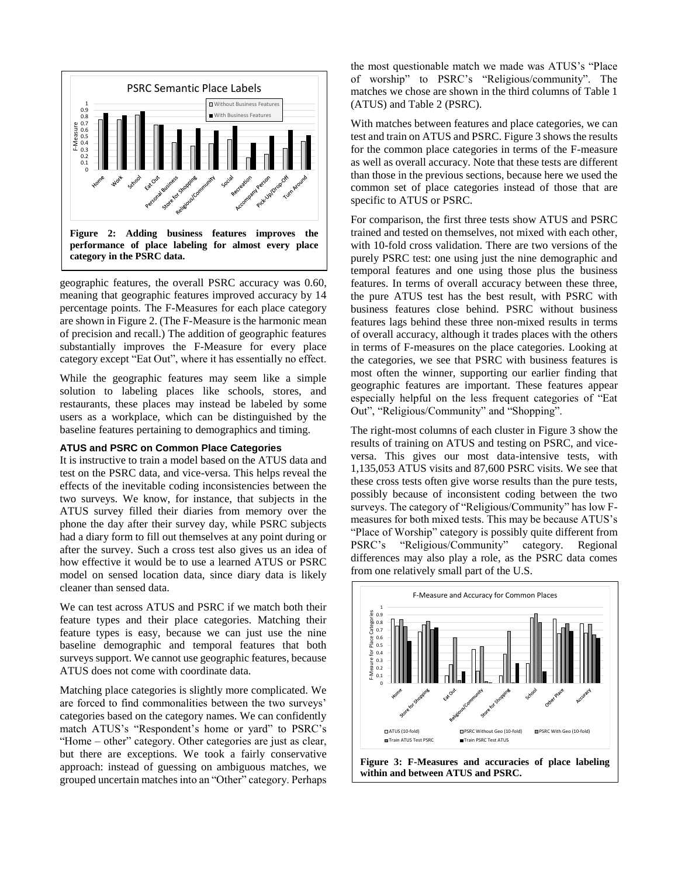**Figure 2: Adding business features improves the performance of place labeling for almost every place category in the PSRC data.**

geographic features, the overall PSRC accuracy was 0.60, meaning that geographic features improved accuracy by 14 percentage points. The F-Measures for each place category are shown in Figure 2. (The F-Measure is the harmonic mean of precision and recall.) The addition of geographic features substantially improves the F-Measure for every place category except "Eat Out", where it has essentially no effect.

While the geographic features may seem like a simple solution to labeling places like schools, stores, and restaurants, these places may instead be labeled by some users as a workplace, which can be distinguished by the baseline features pertaining to demographics and timing.

### ATUS and PSRC on Common Place Categories

It is instructive to train a model based on the ATUS data and test on the PSRC data, and vice-versa. This helps reveal the effects of the inevitable coding inconsistencies between the two surveys. We know, for instance, that subjects in the ATUS survey filled their diaries from memory over the phone the day after their survey day, while PSRC subjects had a diary form to fill out themselves at any point during or after the survey. Such a cross test also gives us an idea of how effective it would be to use a learned ATUS or PSRC model on sensed location data, since diary data is likely cleaner than sensed data.

We can test across ATUS and PSRC if we match both their feature types and their place categories. Matching their feature types is easy, because we can just use the nine baseline demographic and temporal features that both surveys support. We cannot use geographic features, because ATUS does not come with coordinate data.

Matching place categories is slightly more complicated. We are forced to find commonalities between the two surveys' categories based on the category names. We can confidently match ATUS's "Respondent's home or yard" to PSRC's "Home – other" category. Other categories are just as clear, but there are exceptions. We took a fairly conservative approach: instead of guessing on ambiguous matches, we grouped uncertain matches into an "Other" category. Perhaps the most questionable match we made was ATUS's "Place of worship" to PSRC's "Religious/community". The matches we chose are shown in the third columns of Table 1 (ATUS) and Table 2 (PSRC).

With matches between features and place categories, we can test and train on ATUS and PSRC. Figure 3 shows the results for the common place categories in terms of the F-measure as well as overall accuracy. Note that these tests are different than those in the previous sections, because here we used the common set of place categories instead of those that are specific to ATUS or PSRC.

For comparison, the first three tests show ATUS and PSRC trained and tested on themselves, not mixed with each other, with 10-fold cross validation. There are two versions of the purely PSRC test: one using just the nine demographic and temporal features and one using those plus the business features. In terms of overall accuracy between these three, the pure ATUS test has the best result, with PSRC with business features close behind. PSRC without business features lags behind these three non-mixed results in terms of overall accuracy, although it trades places with the others in terms of F-measures on the place categories. Looking at the categories, we see that PSRC with business features is most often the winner, supporting our earlier finding that geographic features are important. These features appear especially helpful on the less frequent categories of "Eat Out", "Religious/Community" and "Shopping".

The right-most columns of each cluster in Figure 3 show the results of training on ATUS and testing on PSRC, and vice-versa. This gives our most data-intensive tests, with 1,135,053 ATUS visits and 87,600 PSRC visits. We see that these cross tests often give worse results than the pure tests, possibly because of inconsistent coding between the two surveys. The category of "Religious/Community" has low F-measures for both mixed tests. This may be because ATUS's "Place of Worship" category is possibly quite different from PSRC's "Religious/Community" category. Regional differences may also play a role, as the PSRC data comes from one relatively small part of the U.S.

**Figure 3: F-Measures and accuracies of place labeling within and between ATUS and PSRC.**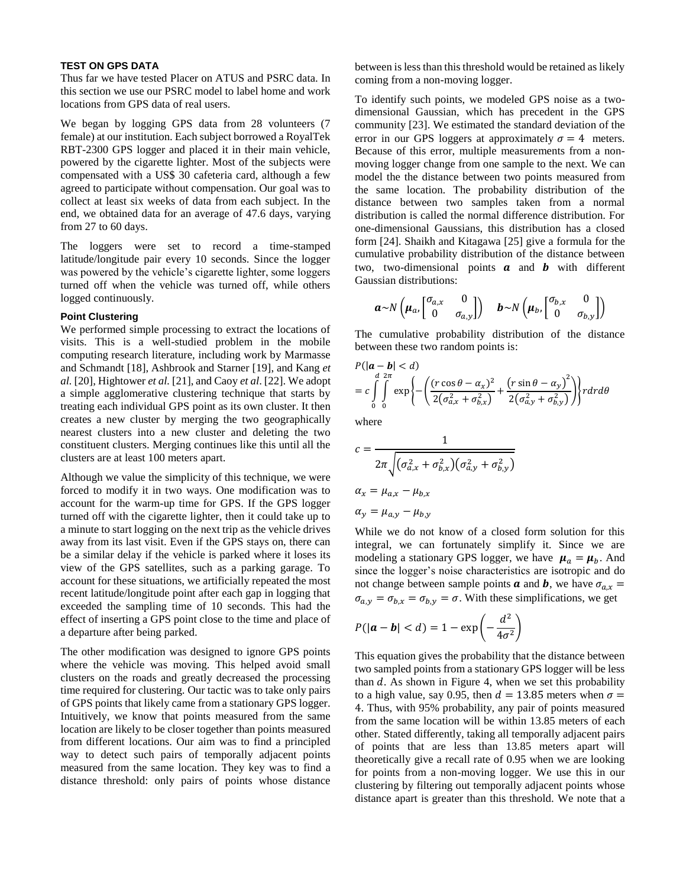## TEST ON GPS DATA

Thus far we have tested Placer on ATUS and PSRC data. In this section we use our PSRC model to label home and work locations from GPS data of real users.

We began by logging GPS data from 28 volunteers (7 female) at our institution. Each subject borrowed a RoyalTek RBT-2300 GPS logger and placed it in their main vehicle, powered by the cigarette lighter. Most of the subjects were compensated with a US$ 30 cafeteria card, although a few agreed to participate without compensation. Our goal was to collect at least six weeks of data from each subject. In the end, we obtained data for an average of 47.6 days, varying from 27 to 60 days.

The loggers were set to record a time-stamped latitude/longitude pair every 10 seconds. Since the logger was powered by the vehicle's cigarette lighter, some loggers turned off when the vehicle was turned off, while others logged continuously.

### Point Clustering

We performed simple processing to extract the locations of visits. This is a well-studied problem in the mobile computing research literature, including work by Marmasse and Schmandt [18], Ashbrook and Starner [19], and Kang *et al.* [20], Hightower *et al.* [21], and Caoy *et al*. [22]. We adopt a simple agglomerative clustering technique that starts by treating each individual GPS point as its own cluster. It then creates a new cluster by merging the two geographically nearest clusters into a new cluster and deleting the two constituent clusters. Merging continues like this until all the clusters are at least 100 meters apart.

Although we value the simplicity of this technique, we were forced to modify it in two ways. One modification was to account for the warm-up time for GPS. If the GPS logger turned off with the cigarette lighter, then it could take up to a minute to start logging on the next trip as the vehicle drives away from its last visit. Even if the GPS stays on, there can be a similar delay if the vehicle is parked where it loses its view of the GPS satellites, such as a parking garage. To account for these situations, we artificially repeated the most recent latitude/longitude point after each gap in logging that exceeded the sampling time of 10 seconds. This had the effect of inserting a GPS point close to the time and place of a departure after being parked.

The other modification was designed to ignore GPS points where the vehicle was moving. This helped avoid small clusters on the roads and greatly decreased the processing time required for clustering. Our tactic was to take only pairs of GPS points that likely came from a stationary GPS logger. Intuitively, we know that points measured from the same location are likely to be closer together than points measured from different locations. Our aim was to find a principled way to detect such pairs of temporally adjacent points measured from the same location. They key was to find a distance threshold: only pairs of points whose distance between is less than this threshold would be retained as likely coming from a non-moving logger.

To identify such points, we modeled GPS noise as a two-dimensional Gaussian, which has precedent in the GPS community [23]. We estimated the standard deviation of the error in our GPS loggers at approximately $\sigma = 4$ meters. Because of this error, multiple measurements from a non-moving logger change from one sample to the next. We can model the the distance between two points measured from the same location. The probability distribution of the distance between two samples taken from a normal distribution is called the normal difference distribution. For one-dimensional Gaussians, this distribution has a closed form [24]. Shaikh and Kitagawa [25] give a formula for the cumulative probability distribution of the distance between two, two-dimensional points $\boldsymbol{a}$ and $\boldsymbol{b}$ with different Gaussian distributions:

$$\boldsymbol{a} \sim N\left(\boldsymbol{\mu}_a, \begin{bmatrix} \sigma_{a,x} & 0 \\ 0 & \sigma_{a,y} \end{bmatrix}\right) \quad \boldsymbol{b} \sim N\left(\boldsymbol{\mu}_b, \begin{bmatrix} \sigma_{b,x} & 0 \\ 0 & \sigma_{b,y} \end{bmatrix}\right)$$

The cumulative probability distribution of the distance between these two random points is:

$$P(|\boldsymbol{a} - \boldsymbol{b}| < d)$$
$$= c \int_0^d \int_0^{2\pi} \exp\left\{-\left(\frac{(r\cos\theta - \alpha_x)^2}{2(\sigma_{a,x}^2 + \sigma_{b,x}^2)} + \frac{(r\sin\theta - \alpha_y)^2}{2(\sigma_{a,y}^2 + \sigma_{b,y}^2)}\right)\right\} r dr d\theta$$

where

$$c = \frac{1}{2\pi\sqrt{(\sigma_{a,x}^2 + \sigma_{b,x}^2)(\sigma_{a,y}^2 + \sigma_{b,y}^2)}}$$

$$\alpha_x = \mu_{a,x} - \mu_{b,x}$$

$$\alpha_y = \mu_{a,y} - \mu_{b,y}$$

While we do not know of a closed form solution for this integral, we can fortunately simplify it. Since we are modeling a stationary GPS logger, we have $\boldsymbol{\mu}_a = \boldsymbol{\mu}_b$. And since the logger's noise characteristics are isotropic and do not change between sample points $\boldsymbol{a}$ and $\boldsymbol{b}$, we have $\sigma_{a,x} = \sigma_{a,y} = \sigma_{b,x} = \sigma_{b,y} = \sigma$. With these simplifications, we get

$$P(|\boldsymbol{a} - \boldsymbol{b}| < d) = 1 - \exp\left(-\frac{d^2}{4\sigma^2}\right)$$

This equation gives the probability that the distance between two sampled points from a stationary GPS logger will be less than $d$. As shown in Figure 4, when we set this probability to a high value, say 0.95, then $d = 13.85$ meters when $\sigma = 4$. Thus, with 95% probability, any pair of points measured from the same location will be within 13.85 meters of each other. Stated differently, taking all temporally adjacent pairs of points that are less than 13.85 meters apart will theoretically give a recall rate of 0.95 when we are looking for points from a non-moving logger. We use this in our clustering by filtering out temporally adjacent points whose distance apart is greater than this threshold. We note that a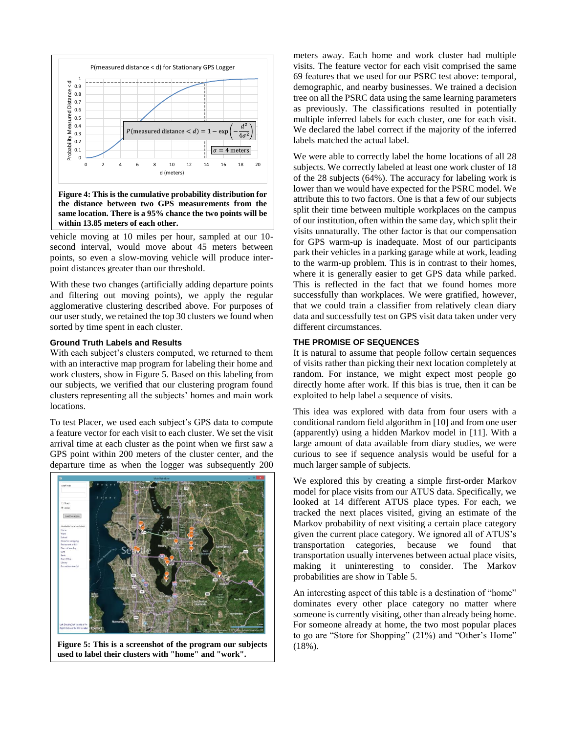**Figure 4: This is the cumulative probability distribution for the distance between two GPS measurements from the same location. There is a 95% chance the two points will be within 13.85 meters of each other.**

vehicle moving at 10 miles per hour, sampled at our 10-second interval, would move about 45 meters between points, so even a slow-moving vehicle will produce inter-point distances greater than our threshold.

With these two changes (artificially adding departure points and filtering out moving points), we apply the regular agglomerative clustering described above. For purposes of our user study, we retained the top 30 clusters we found when sorted by time spent in each cluster.

### Ground Truth Labels and Results

With each subject's clusters computed, we returned to them with an interactive map program for labeling their home and work clusters, show in Figure 5. Based on this labeling from our subjects, we verified that our clustering program found clusters representing all the subjects' homes and main work locations.

To test Placer, we used each subject's GPS data to compute a feature vector for each visit to each cluster. We set the visit arrival time at each cluster as the point when we first saw a GPS point within 200 meters of the cluster center, and the departure time as when the logger was subsequently 200

**Figure 5: This is a screenshot of the program our subjects used to label their clusters with "home" and "work".**

meters away. Each home and work cluster had multiple visits. The feature vector for each visit comprised the same 69 features that we used for our PSRC test above: temporal, demographic, and nearby businesses. We trained a decision tree on all the PSRC data using the same learning parameters as previously. The classifications resulted in potentially multiple inferred labels for each cluster, one for each visit. We declared the label correct if the majority of the inferred labels matched the actual label.

We were able to correctly label the home locations of all 28 subjects. We correctly labeled at least one work cluster of 18 of the 28 subjects (64%). The accuracy for labeling work is lower than we would have expected for the PSRC model. We attribute this to two factors. One is that a few of our subjects split their time between multiple workplaces on the campus of our institution, often within the same day, which split their visits unnaturally. The other factor is that our compensation for GPS warm-up is inadequate. Most of our participants park their vehicles in a parking garage while at work, leading to the warm-up problem. This is in contrast to their homes, where it is generally easier to get GPS data while parked. This is reflected in the fact that we found homes more successfully than workplaces. We were gratified, however, that we could train a classifier from relatively clean diary data and successfully test on GPS visit data taken under very different circumstances.

## THE PROMISE OF SEQUENCES

It is natural to assume that people follow certain sequences of visits rather than picking their next location completely at random. For instance, we might expect most people go directly home after work. If this bias is true, then it can be exploited to help label a sequence of visits.

This idea was explored with data from four users with a conditional random field algorithm in [10] and from one user (apparently) using a hidden Markov model in [11]. With a large amount of data available from diary studies, we were curious to see if sequence analysis would be useful for a much larger sample of subjects.

We explored this by creating a simple first-order Markov model for place visits from our ATUS data. Specifically, we looked at 14 different ATUS place types. For each, we tracked the next places visited, giving an estimate of the Markov probability of next visiting a certain place category given the current place category. We ignored all of ATUS's transportation categories, because we found that transportation usually intervenes between actual place visits, making it uninteresting to consider. The Markov probabilities are show in Table 5.

An interesting aspect of this table is a destination of "home" dominates every other place category no matter where someone is currently visiting, other than already being home. For someone already at home, the two most popular places to go are "Store for Shopping" (21%) and "Other's Home" (18%).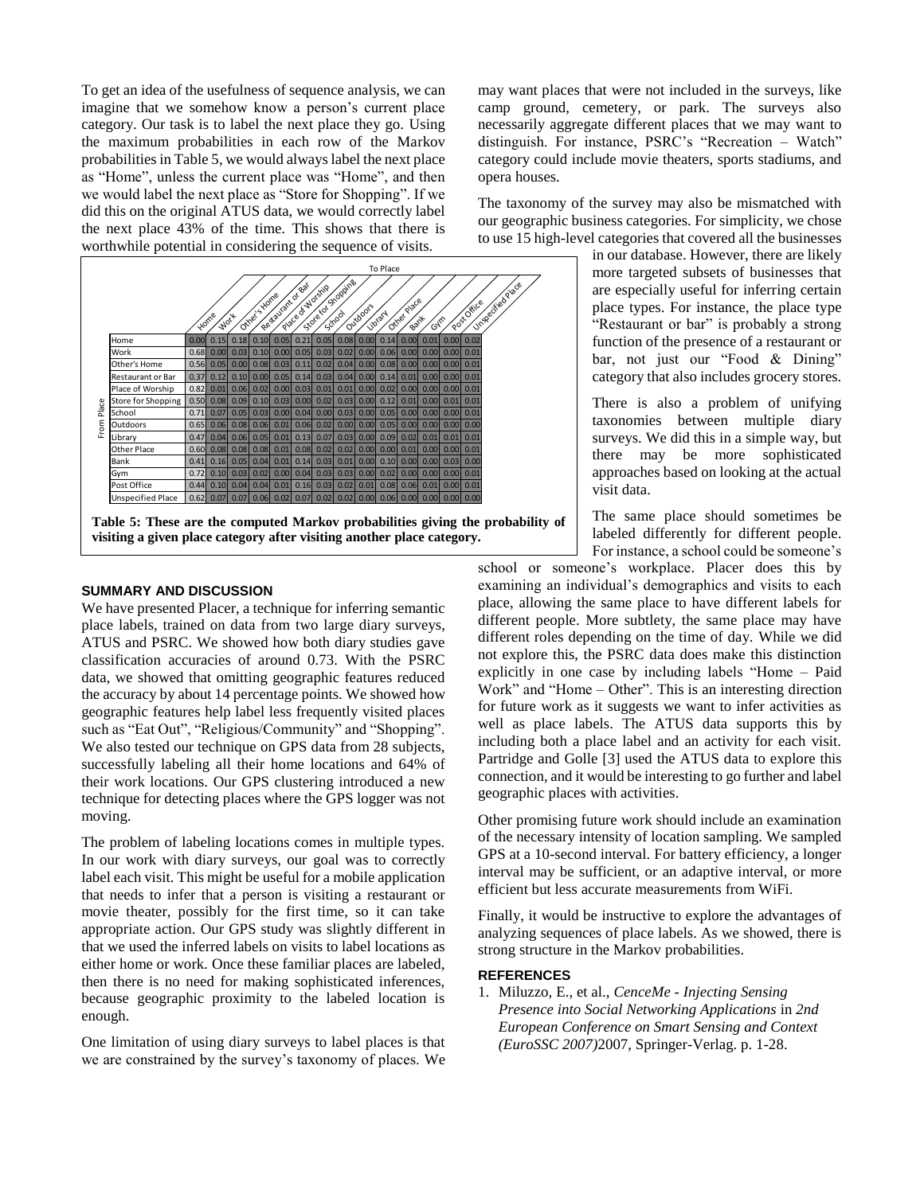To get an idea of the usefulness of sequence analysis, we can imagine that we somehow know a person's current place category. Our task is to label the next place they go. Using the maximum probabilities in each row of the Markov probabilities in Table 5, we would always label the next place as "Home", unless the current place was "Home", and then we would label the next place as "Store for Shopping". If we did this on the original ATUS data, we would correctly label the next place 43% of the time. This shows that there is worthwhile potential in considering the sequence of visits.

| From Place \ To Place | Home | Work | Other's Home | Restaurant or Bar | Place of Worship | Store for Shopping | School | Outdoors | Library | Other Place | Bank | Gym | Post Office | Unspecified Place |
|---|---|---|---|---|---|---|---|---|---|---|---|---|---|---|
| Home | 0.00 | 0.15 | 0.18 | 0.10 | 0.05 | 0.21 | 0.05 | 0.08 | 0.00 | 0.14 | 0.00 | 0.01 | 0.00 | 0.02 |
| Work | 0.68 | 0.00 | 0.03 | 0.10 | 0.00 | 0.05 | 0.03 | 0.02 | 0.00 | 0.06 | 0.00 | 0.00 | 0.00 | 0.01 |
| Other's Home | 0.56 | 0.05 | 0.00 | 0.08 | 0.03 | 0.11 | 0.02 | 0.04 | 0.00 | 0.08 | 0.00 | 0.00 | 0.00 | 0.01 |
| Restaurant or Bar | 0.37 | 0.12 | 0.10 | 0.00 | 0.05 | 0.14 | 0.03 | 0.04 | 0.00 | 0.14 | 0.01 | 0.00 | 0.00 | 0.01 |
| Place of Worship | 0.82 | 0.01 | 0.06 | 0.02 | 0.00 | 0.03 | 0.01 | 0.01 | 0.00 | 0.02 | 0.00 | 0.00 | 0.00 | 0.01 |
| Store for Shopping | 0.50 | 0.08 | 0.09 | 0.10 | 0.03 | 0.00 | 0.02 | 0.03 | 0.00 | 0.12 | 0.01 | 0.00 | 0.01 | 0.01 |
| School | 0.71 | 0.07 | 0.05 | 0.03 | 0.00 | 0.04 | 0.00 | 0.03 | 0.00 | 0.05 | 0.00 | 0.00 | 0.00 | 0.01 |
| Outdoors | 0.65 | 0.06 | 0.08 | 0.06 | 0.01 | 0.06 | 0.02 | 0.00 | 0.00 | 0.05 | 0.00 | 0.00 | 0.00 | 0.00 |
| Library | 0.47 | 0.04 | 0.06 | 0.05 | 0.01 | 0.13 | 0.07 | 0.03 | 0.00 | 0.09 | 0.02 | 0.01 | 0.01 | 0.01 |
| Other Place | 0.60 | 0.08 | 0.08 | 0.08 | 0.01 | 0.08 | 0.02 | 0.02 | 0.00 | 0.00 | 0.01 | 0.00 | 0.00 | 0.01 |
| Bank | 0.41 | 0.16 | 0.05 | 0.04 | 0.01 | 0.14 | 0.03 | 0.01 | 0.00 | 0.10 | 0.00 | 0.00 | 0.03 | 0.00 |
| Gym | 0.72 | 0.10 | 0.03 | 0.02 | 0.00 | 0.04 | 0.03 | 0.03 | 0.00 | 0.02 | 0.00 | 0.00 | 0.00 | 0.01 |
| Post Office | 0.44 | 0.10 | 0.04 | 0.04 | 0.01 | 0.16 | 0.03 | 0.02 | 0.01 | 0.08 | 0.06 | 0.01 | 0.00 | 0.01 |
| Unspecified Place | 0.62 | 0.07 | 0.07 | 0.06 | 0.02 | 0.07 | 0.02 | 0.02 | 0.00 | 0.06 | 0.00 | 0.00 | 0.00 | 0.00 |

**Table 5: These are the computed Markov probabilities giving the probability of visiting a given place category after visiting another place category.**

## SUMMARY AND DISCUSSION

We have presented Placer, a technique for inferring semantic place labels, trained on data from two large diary surveys, ATUS and PSRC. We showed how both diary studies gave classification accuracies of around 0.73. With the PSRC data, we showed that omitting geographic features reduced the accuracy by about 14 percentage points. We showed how geographic features help label less frequently visited places such as "Eat Out", "Religious/Community" and "Shopping". We also tested our technique on GPS data from 28 subjects, successfully labeling all their home locations and 64% of their work locations. Our GPS clustering introduced a new technique for detecting places where the GPS logger was not moving.

The problem of labeling locations comes in multiple types. In our work with diary surveys, our goal was to correctly label each visit. This might be useful for a mobile application that needs to infer that a person is visiting a restaurant or movie theater, possibly for the first time, so it can take appropriate action. Our GPS study was slightly different in that we used the inferred labels on visits to label locations as either home or work. Once these familiar places are labeled, then there is no need for making sophisticated inferences, because geographic proximity to the labeled location is enough.

One limitation of using diary surveys to label places is that we are constrained by the survey's taxonomy of places. We may want places that were not included in the surveys, like camp ground, cemetery, or park. The surveys also necessarily aggregate different places that we may want to distinguish. For instance, PSRC's "Recreation – Watch" category could include movie theaters, sports stadiums, and opera houses.

The taxonomy of the survey may also be mismatched with our geographic business categories. For simplicity, we chose to use 15 high-level categories that covered all the businesses in our database. However, there are likely more targeted subsets of businesses that are especially useful for inferring certain place types. For instance, the place type "Restaurant or bar" is probably a strong function of the presence of a restaurant or bar, not just our "Food & Dining" category that also includes grocery stores.

There is also a problem of unifying taxonomies between multiple diary surveys. We did this in a simple way, but there may be more sophisticated approaches based on looking at the actual visit data.

The same place should sometimes be labeled differently for different people. For instance, a school could be someone's school or someone's workplace. Placer does this by examining an individual's demographics and visits to each place, allowing the same place to have different labels for different people. More subtlety, the same place may have different roles depending on the time of day. While we did not explore this, the PSRC data does make this distinction explicitly in one case by including labels "Home – Paid Work" and "Home – Other". This is an interesting direction for future work as it suggests we want to infer activities as well as place labels. The ATUS data supports this by including both a place label and an activity for each visit. Partridge and Golle [3] used the ATUS data to explore this connection, and it would be interesting to go further and label geographic places with activities.

Other promising future work should include an examination of the necessary intensity of location sampling. We sampled GPS at a 10-second interval. For battery efficiency, a longer interval may be sufficient, or an adaptive interval, or more efficient but less accurate measurements from WiFi.

Finally, it would be instructive to explore the advantages of analyzing sequences of place labels. As we showed, there is strong structure in the Markov probabilities.

## REFERENCES

1. Miluzzo, E., et al., *CenceMe - Injecting Sensing Presence into Social Networking Applications* in *2nd European Conference on Smart Sensing and Context (EuroSSC 2007)*2007, Springer-Verlag. p. 1-28.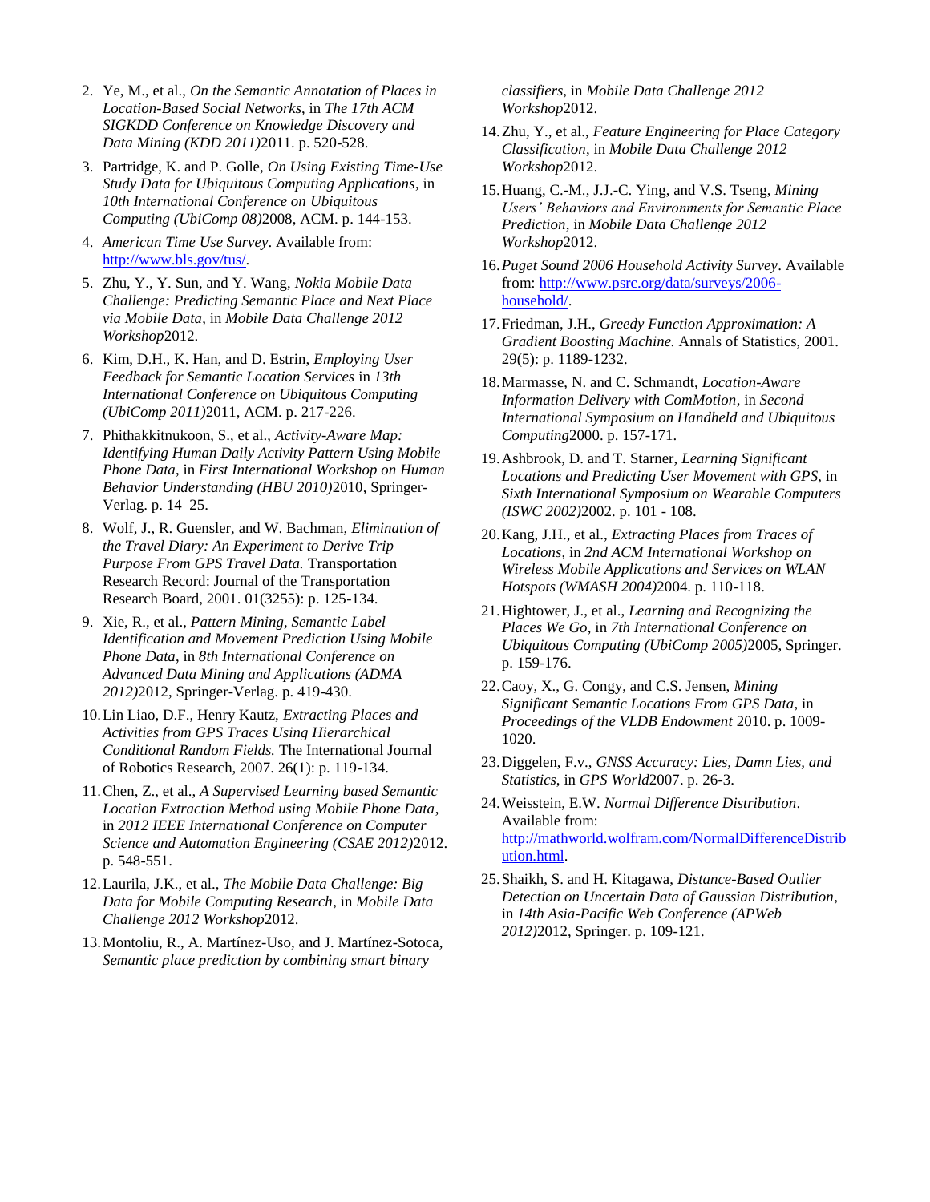2. Ye, M., et al., *On the Semantic Annotation of Places in Location-Based Social Networks*, in *The 17th ACM SIGKDD Conference on Knowledge Discovery and Data Mining (KDD 2011)*2011. p. 520-528.
3. Partridge, K. and P. Golle, *On Using Existing Time-Use Study Data for Ubiquitous Computing Applications*, in *10th International Conference on Ubiquitous Computing (UbiComp 08)*2008, ACM. p. 144-153.
4. *American Time Use Survey*. Available from: http://www.bls.gov/tus/.
5. Zhu, Y., Y. Sun, and Y. Wang, *Nokia Mobile Data Challenge: Predicting Semantic Place and Next Place via Mobile Data*, in *Mobile Data Challenge 2012 Workshop*2012.
6. Kim, D.H., K. Han, and D. Estrin, *Employing User Feedback for Semantic Location Services* in *13th International Conference on Ubiquitous Computing (UbiComp 2011)*2011, ACM. p. 217-226.
7. Phithakkitnukoon, S., et al., *Activity-Aware Map: Identifying Human Daily Activity Pattern Using Mobile Phone Data*, in *First International Workshop on Human Behavior Understanding (HBU 2010)*2010, Springer-Verlag. p. 14–25.
8. Wolf, J., R. Guensler, and W. Bachman, *Elimination of the Travel Diary: An Experiment to Derive Trip Purpose From GPS Travel Data.* Transportation Research Record: Journal of the Transportation Research Board, 2001. 01(3255): p. 125-134.
9. Xie, R., et al., *Pattern Mining, Semantic Label Identification and Movement Prediction Using Mobile Phone Data*, in *8th International Conference on Advanced Data Mining and Applications (ADMA 2012)*2012, Springer-Verlag. p. 419-430.
10. Lin Liao, D.F., Henry Kautz, *Extracting Places and Activities from GPS Traces Using Hierarchical Conditional Random Fields.* The International Journal of Robotics Research, 2007. 26(1): p. 119-134.
11. Chen, Z., et al., *A Supervised Learning based Semantic Location Extraction Method using Mobile Phone Data*, in *2012 IEEE International Conference on Computer Science and Automation Engineering (CSAE 2012)*2012. p. 548-551.
12. Laurila, J.K., et al., *The Mobile Data Challenge: Big Data for Mobile Computing Research*, in *Mobile Data Challenge 2012 Workshop*2012.
13. Montoliu, R., A. Martínez-Uso, and J. Martínez-Sotoca, *Semantic place prediction by combining smart binary classifiers*, in *Mobile Data Challenge 2012 Workshop*2012.
14. Zhu, Y., et al., *Feature Engineering for Place Category Classification*, in *Mobile Data Challenge 2012 Workshop*2012.
15. Huang, C.-M., J.J.-C. Ying, and V.S. Tseng, *Mining Users' Behaviors and Environments for Semantic Place Prediction*, in *Mobile Data Challenge 2012 Workshop*2012.
16. *Puget Sound 2006 Household Activity Survey*. Available from: http://www.psrc.org/data/surveys/2006-household/.
17. Friedman, J.H., *Greedy Function Approximation: A Gradient Boosting Machine.* Annals of Statistics, 2001. 29(5): p. 1189-1232.
18. Marmasse, N. and C. Schmandt, *Location-Aware Information Delivery with ComMotion*, in *Second International Symposium on Handheld and Ubiquitous Computing*2000. p. 157-171.
19. Ashbrook, D. and T. Starner, *Learning Significant Locations and Predicting User Movement with GPS*, in *Sixth International Symposium on Wearable Computers (ISWC 2002)*2002. p. 101 - 108.
20. Kang, J.H., et al., *Extracting Places from Traces of Locations*, in *2nd ACM International Workshop on Wireless Mobile Applications and Services on WLAN Hotspots (WMASH 2004)*2004. p. 110-118.
21. Hightower, J., et al., *Learning and Recognizing the Places We Go*, in *7th International Conference on Ubiquitous Computing (UbiComp 2005)*2005, Springer. p. 159-176.
22. Caoy, X., G. Congy, and C.S. Jensen, *Mining Significant Semantic Locations From GPS Data*, in *Proceedings of the VLDB Endowment* 2010. p. 1009-1020.
23. Diggelen, F.v., *GNSS Accuracy: Lies, Damn Lies, and Statistics*, in *GPS World*2007. p. 26-3.
24. Weisstein, E.W. *Normal Difference Distribution*. Available from: http://mathworld.wolfram.com/NormalDifferenceDistribution.html.
25. Shaikh, S. and H. Kitagawa, *Distance-Based Outlier Detection on Uncertain Data of Gaussian Distribution*, in *14th Asia-Pacific Web Conference (APWeb 2012)*2012, Springer. p. 109-121.